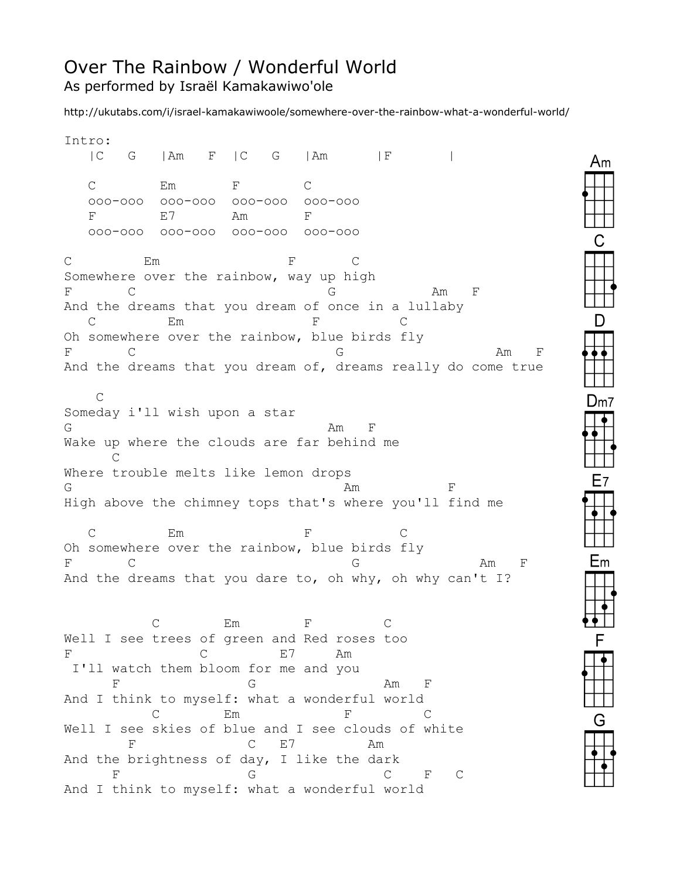# Over The Rainbow / Wonderful World

## As performed by Israël Kamakawiwo'ole

http://ukutabs.com/i/israel-kamakawiwoole/somewhere-over-the-rainbow-what-a-wonderful-world/

```
Intro:
   |C   G   |Am   F  |C   G   |Am      |F       |

   C        Em       F        C
   ooo-ooo  ooo-ooo  ooo-ooo  ooo-ooo
   F        E7       Am       F
   ooo-ooo  ooo-ooo  ooo-ooo  ooo-ooo

C         Em                F       C
Somewhere over the rainbow, way up high
F       C                         G            Am   F
And the dreams that you dream of once in a lullaby
   C         Em                F          C
Oh somewhere over the rainbow, blue birds fly
F       C                         G                    Am   F
And the dreams that you dream of, dreams really do come true

    C
Someday i'll wish upon a star
G                                   Am   F
Wake up where the clouds are far behind me
      C
Where trouble melts like lemon drops
G                                    Am           F
High above the chimney tops that's where you'll find me

   C         Em                F          C
Oh somewhere over the rainbow, blue birds fly
F       C                         G               Am   F
And the dreams that you dare to, oh why, oh why can't I?


           C        Em        F         C
Well I see trees of green and Red roses too
F               C         E7     Am
 I'll watch them bloom for me and you
      F                G                Am   F
And I think to myself: what a wonderful world
          C        Em            F        C
Well I see skies of blue and I see clouds of white
        F              C   E7        Am
And the brightness of day, I like the dark
      F                G                C    F   C
And I think to myself: what a wonderful world
```

Chord diagrams: Am, C, D, Dm7, E7, Em, F, G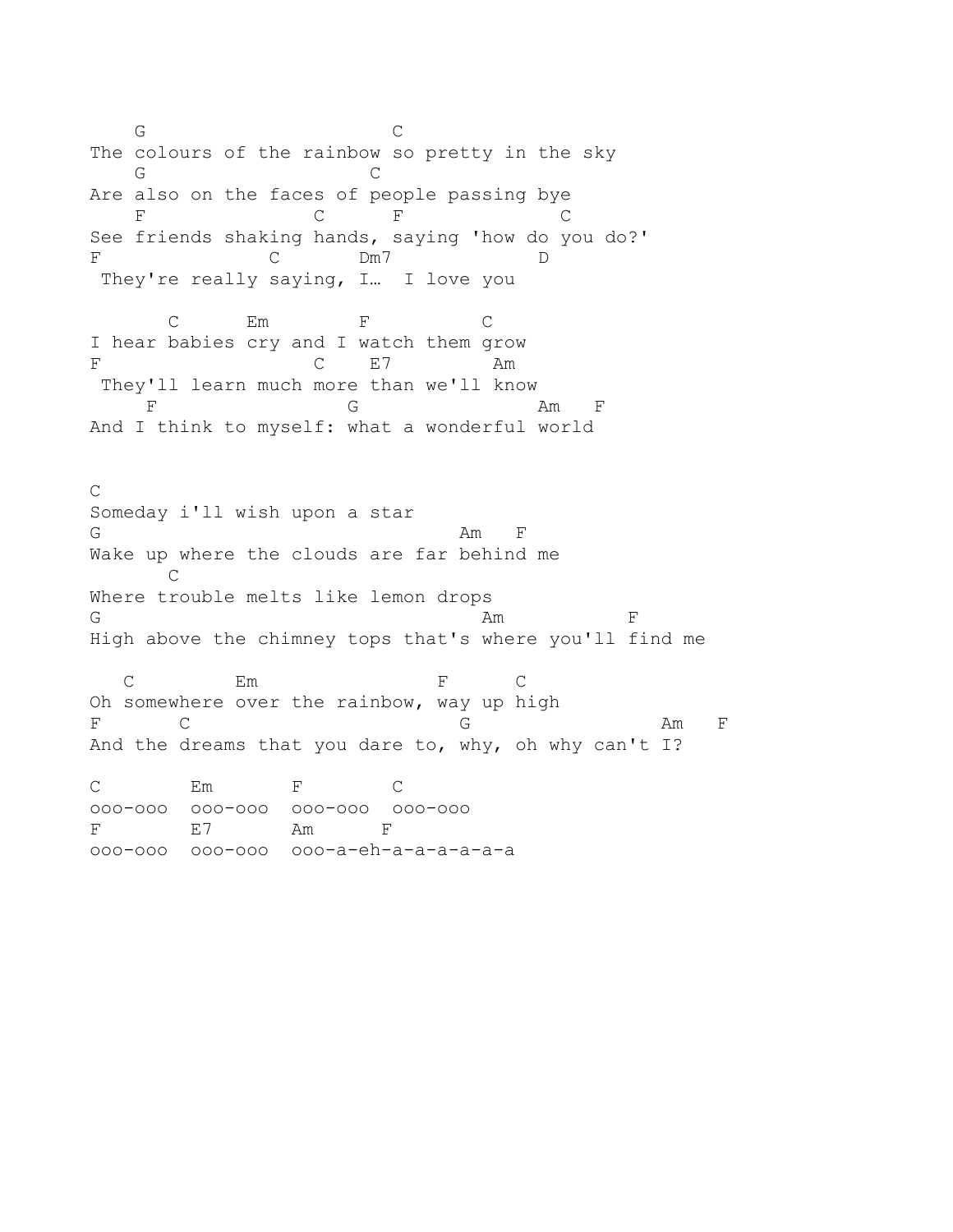```
    G                      C
The colours of the rainbow so pretty in the sky
    G                     C
Are also on the faces of people passing bye
    F              C      F             C
See friends shaking hands, saying 'how do you do?'
F             C       Dm7            D
 They're really saying, I…  I love you

       C      Em        F          C
I hear babies cry and I watch them grow
F                 C    E7         Am
 They'll learn much more than we'll know
    F               G                Am   F
And I think to myself: what a wonderful world


C
Someday i'll wish upon a star
G                               Am   F
Wake up where the clouds are far behind me
      C
Where trouble melts like lemon drops
G                                 Am           F
High above the chimney tops that's where you'll find me

   C         Em                F      C
Oh somewhere over the rainbow, way up high
F       C                        G                 Am   F
And the dreams that you dare to, why, oh why can't I?

C        Em       F        C
ooo-ooo  ooo-ooo  ooo-ooo  ooo-ooo
F        E7       Am      F
ooo-ooo  ooo-ooo  ooo-a-eh-a-a-a-a-a
```